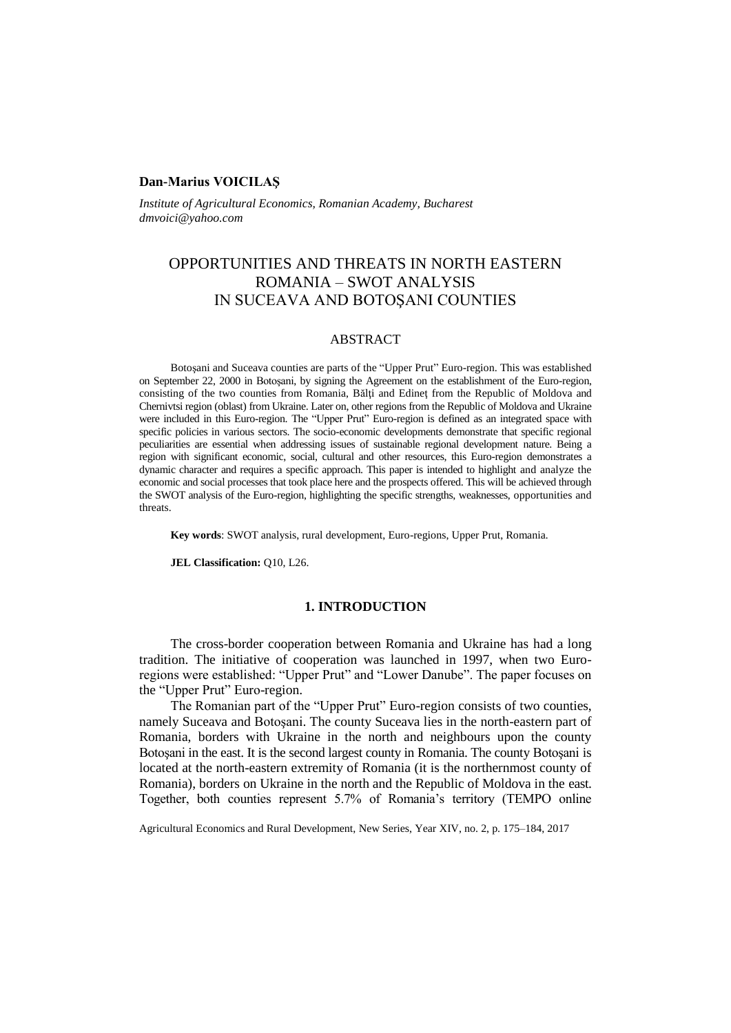**Dan-Marius VOICILAŞ**

*Institute of Agricultural Economics, Romanian Academy, Bucharest*
*dmvoici@yahoo.com*

# OPPORTUNITIES AND THREATS IN NORTH EASTERN ROMANIA – SWOT ANALYSIS IN SUCEAVA AND BOTOŞANI COUNTIES

## ABSTRACT

Botoşani and Suceava counties are parts of the "Upper Prut" Euro-region. This was established on September 22, 2000 in Botoşani, by signing the Agreement on the establishment of the Euro-region, consisting of the two counties from Romania, Bălţi and Edineţ from the Republic of Moldova and Chernivtsi region (oblast) from Ukraine. Later on, other regions from the Republic of Moldova and Ukraine were included in this Euro-region. The "Upper Prut" Euro-region is defined as an integrated space with specific policies in various sectors. The socio-economic developments demonstrate that specific regional peculiarities are essential when addressing issues of sustainable regional development nature. Being a region with significant economic, social, cultural and other resources, this Euro-region demonstrates a dynamic character and requires a specific approach. This paper is intended to highlight and analyze the economic and social processes that took place here and the prospects offered. This will be achieved through the SWOT analysis of the Euro-region, highlighting the specific strengths, weaknesses, opportunities and threats.

**Key words**: SWOT analysis, rural development, Euro-regions, Upper Prut, Romania.

**JEL Classification:** Q10, L26.

## 1. INTRODUCTION

The cross-border cooperation between Romania and Ukraine has had a long tradition. The initiative of cooperation was launched in 1997, when two Euro-regions were established: "Upper Prut" and "Lower Danube". The paper focuses on the "Upper Prut" Euro-region.

The Romanian part of the "Upper Prut" Euro-region consists of two counties, namely Suceava and Botoşani. The county Suceava lies in the north-eastern part of Romania, borders with Ukraine in the north and neighbours upon the county Botoşani in the east. It is the second largest county in Romania. The county Botoşani is located at the north-eastern extremity of Romania (it is the northernmost county of Romania), borders on Ukraine in the north and the Republic of Moldova in the east. Together, both counties represent 5.7% of Romania's territory (TEMPO online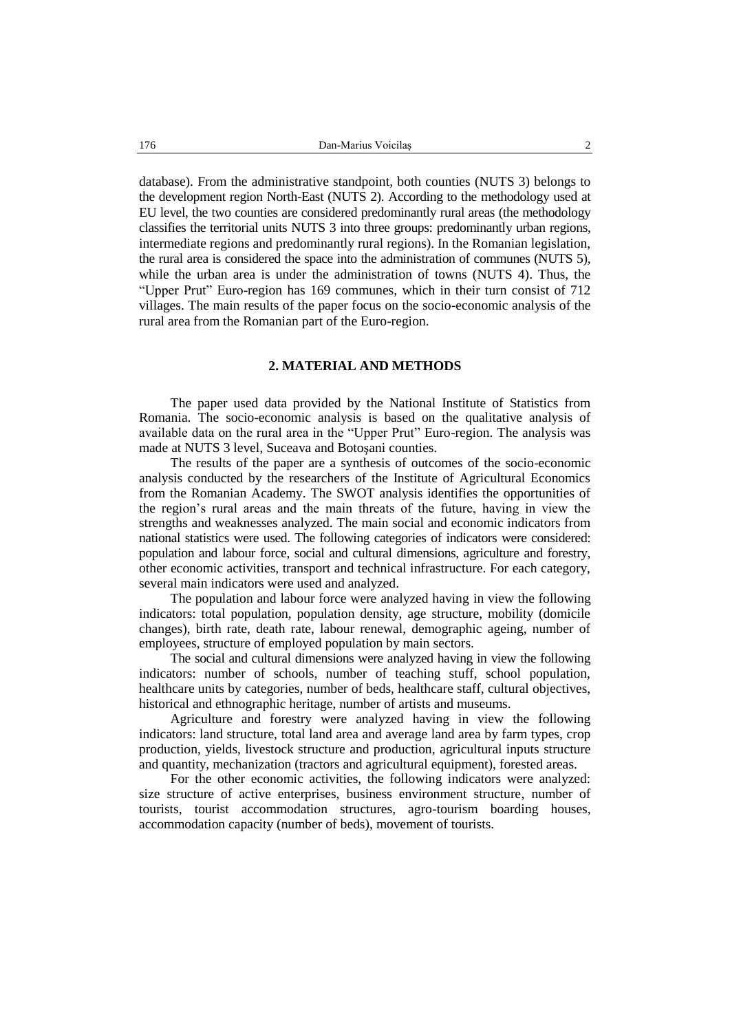database). From the administrative standpoint, both counties (NUTS 3) belongs to the development region North-East (NUTS 2). According to the methodology used at EU level, the two counties are considered predominantly rural areas (the methodology classifies the territorial units NUTS 3 into three groups: predominantly urban regions, intermediate regions and predominantly rural regions). In the Romanian legislation, the rural area is considered the space into the administration of communes (NUTS 5), while the urban area is under the administration of towns (NUTS 4). Thus, the "Upper Prut" Euro-region has 169 communes, which in their turn consist of 712 villages. The main results of the paper focus on the socio-economic analysis of the rural area from the Romanian part of the Euro-region.

## 2. MATERIAL AND METHODS

The paper used data provided by the National Institute of Statistics from Romania. The socio-economic analysis is based on the qualitative analysis of available data on the rural area in the "Upper Prut" Euro-region. The analysis was made at NUTS 3 level, Suceava and Botoșani counties.

The results of the paper are a synthesis of outcomes of the socio-economic analysis conducted by the researchers of the Institute of Agricultural Economics from the Romanian Academy. The SWOT analysis identifies the opportunities of the region's rural areas and the main threats of the future, having in view the strengths and weaknesses analyzed. The main social and economic indicators from national statistics were used. The following categories of indicators were considered: population and labour force, social and cultural dimensions, agriculture and forestry, other economic activities, transport and technical infrastructure. For each category, several main indicators were used and analyzed.

The population and labour force were analyzed having in view the following indicators: total population, population density, age structure, mobility (domicile changes), birth rate, death rate, labour renewal, demographic ageing, number of employees, structure of employed population by main sectors.

The social and cultural dimensions were analyzed having in view the following indicators: number of schools, number of teaching stuff, school population, healthcare units by categories, number of beds, healthcare staff, cultural objectives, historical and ethnographic heritage, number of artists and museums.

Agriculture and forestry were analyzed having in view the following indicators: land structure, total land area and average land area by farm types, crop production, yields, livestock structure and production, agricultural inputs structure and quantity, mechanization (tractors and agricultural equipment), forested areas.

For the other economic activities, the following indicators were analyzed: size structure of active enterprises, business environment structure, number of tourists, tourist accommodation structures, agro-tourism boarding houses, accommodation capacity (number of beds), movement of tourists.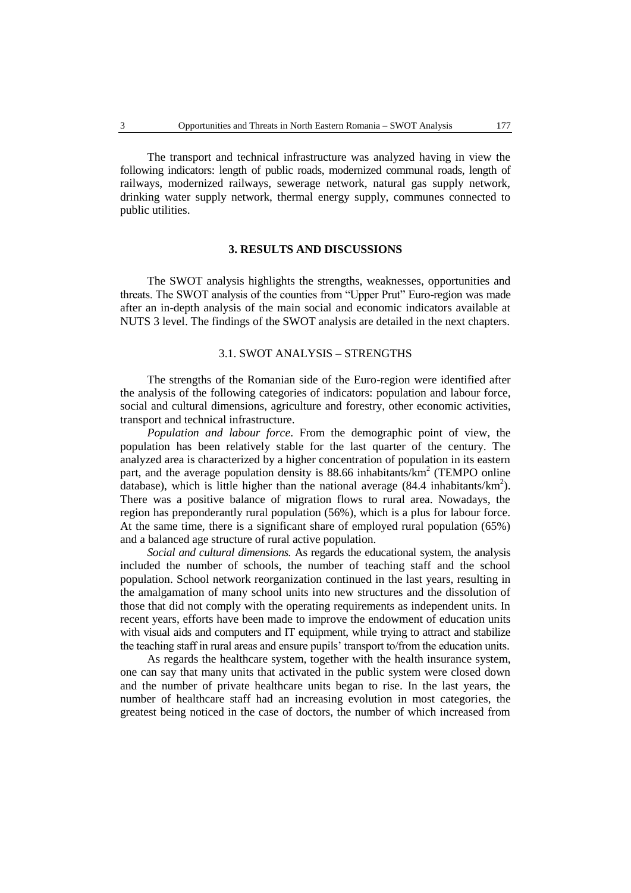The transport and technical infrastructure was analyzed having in view the following indicators: length of public roads, modernized communal roads, length of railways, modernized railways, sewerage network, natural gas supply network, drinking water supply network, thermal energy supply, communes connected to public utilities.

## 3. RESULTS AND DISCUSSIONS

The SWOT analysis highlights the strengths, weaknesses, opportunities and threats. The SWOT analysis of the counties from "Upper Prut" Euro-region was made after an in-depth analysis of the main social and economic indicators available at NUTS 3 level. The findings of the SWOT analysis are detailed in the next chapters.

### 3.1. SWOT ANALYSIS – STRENGTHS

The strengths of the Romanian side of the Euro-region were identified after the analysis of the following categories of indicators: population and labour force, social and cultural dimensions, agriculture and forestry, other economic activities, transport and technical infrastructure.

*Population and labour force*. From the demographic point of view, the population has been relatively stable for the last quarter of the century. The analyzed area is characterized by a higher concentration of population in its eastern part, and the average population density is 88.66 inhabitants/km$^2$ (TEMPO online database), which is little higher than the national average (84.4 inhabitants/km$^2$). There was a positive balance of migration flows to rural area. Nowadays, the region has preponderantly rural population (56%), which is a plus for labour force. At the same time, there is a significant share of employed rural population (65%) and a balanced age structure of rural active population.

*Social and cultural dimensions.* As regards the educational system, the analysis included the number of schools, the number of teaching staff and the school population. School network reorganization continued in the last years, resulting in the amalgamation of many school units into new structures and the dissolution of those that did not comply with the operating requirements as independent units. In recent years, efforts have been made to improve the endowment of education units with visual aids and computers and IT equipment, while trying to attract and stabilize the teaching staff in rural areas and ensure pupils' transport to/from the education units.

As regards the healthcare system, together with the health insurance system, one can say that many units that activated in the public system were closed down and the number of private healthcare units began to rise. In the last years, the number of healthcare staff had an increasing evolution in most categories, the greatest being noticed in the case of doctors, the number of which increased from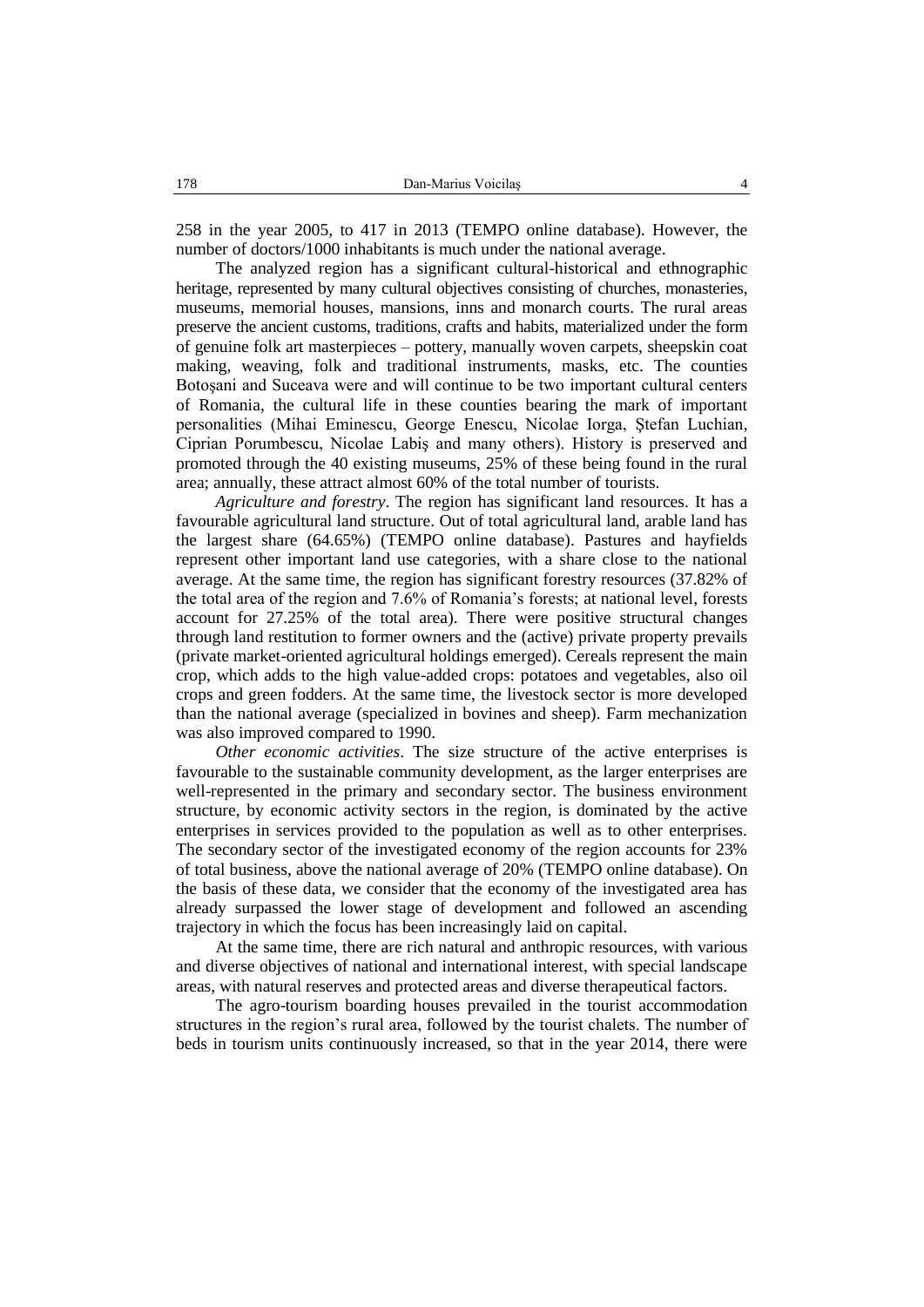258 in the year 2005, to 417 in 2013 (TEMPO online database). However, the number of doctors/1000 inhabitants is much under the national average.

The analyzed region has a significant cultural-historical and ethnographic heritage, represented by many cultural objectives consisting of churches, monasteries, museums, memorial houses, mansions, inns and monarch courts. The rural areas preserve the ancient customs, traditions, crafts and habits, materialized under the form of genuine folk art masterpieces – pottery, manually woven carpets, sheepskin coat making, weaving, folk and traditional instruments, masks, etc. The counties Botoșani and Suceava were and will continue to be two important cultural centers of Romania, the cultural life in these counties bearing the mark of important personalities (Mihai Eminescu, George Enescu, Nicolae Iorga, Ștefan Luchian, Ciprian Porumbescu, Nicolae Labiș and many others). History is preserved and promoted through the 40 existing museums, 25% of these being found in the rural area; annually, these attract almost 60% of the total number of tourists.

*Agriculture and forestry*. The region has significant land resources. It has a favourable agricultural land structure. Out of total agricultural land, arable land has the largest share (64.65%) (TEMPO online database). Pastures and hayfields represent other important land use categories, with a share close to the national average. At the same time, the region has significant forestry resources (37.82% of the total area of the region and 7.6% of Romania's forests; at national level, forests account for 27.25% of the total area). There were positive structural changes through land restitution to former owners and the (active) private property prevails (private market-oriented agricultural holdings emerged). Cereals represent the main crop, which adds to the high value-added crops: potatoes and vegetables, also oil crops and green fodders. At the same time, the livestock sector is more developed than the national average (specialized in bovines and sheep). Farm mechanization was also improved compared to 1990.

*Other economic activities*. The size structure of the active enterprises is favourable to the sustainable community development, as the larger enterprises are well-represented in the primary and secondary sector. The business environment structure, by economic activity sectors in the region, is dominated by the active enterprises in services provided to the population as well as to other enterprises. The secondary sector of the investigated economy of the region accounts for 23% of total business, above the national average of 20% (TEMPO online database). On the basis of these data, we consider that the economy of the investigated area has already surpassed the lower stage of development and followed an ascending trajectory in which the focus has been increasingly laid on capital.

At the same time, there are rich natural and anthropic resources, with various and diverse objectives of national and international interest, with special landscape areas, with natural reserves and protected areas and diverse therapeutical factors.

The agro-tourism boarding houses prevailed in the tourist accommodation structures in the region's rural area, followed by the tourist chalets. The number of beds in tourism units continuously increased, so that in the year 2014, there were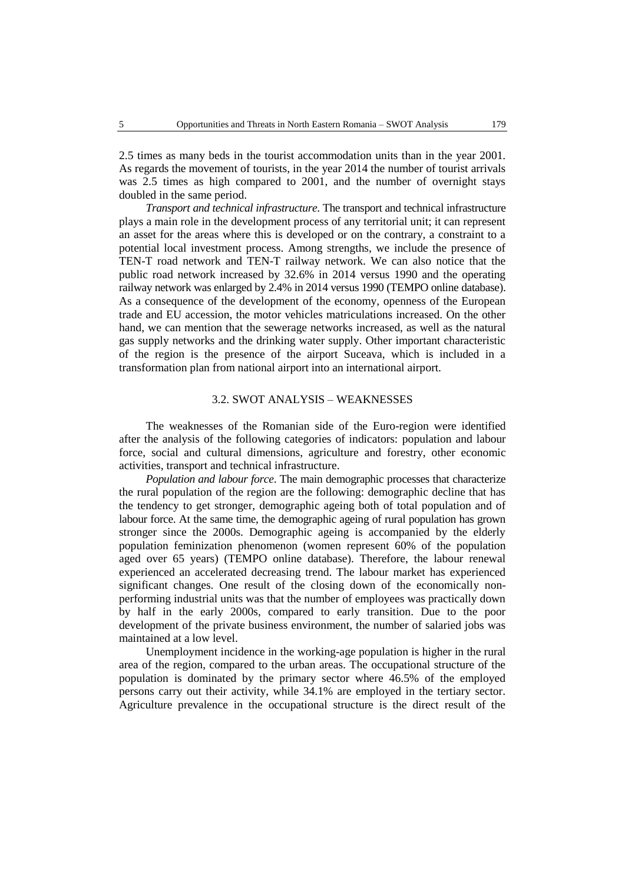2.5 times as many beds in the tourist accommodation units than in the year 2001. As regards the movement of tourists, in the year 2014 the number of tourist arrivals was 2.5 times as high compared to 2001, and the number of overnight stays doubled in the same period.

*Transport and technical infrastructure*. The transport and technical infrastructure plays a main role in the development process of any territorial unit; it can represent an asset for the areas where this is developed or on the contrary, a constraint to a potential local investment process. Among strengths, we include the presence of TEN-T road network and TEN-T railway network. We can also notice that the public road network increased by 32.6% in 2014 versus 1990 and the operating railway network was enlarged by 2.4% in 2014 versus 1990 (TEMPO online database). As a consequence of the development of the economy, openness of the European trade and EU accession, the motor vehicles matriculations increased. On the other hand, we can mention that the sewerage networks increased, as well as the natural gas supply networks and the drinking water supply. Other important characteristic of the region is the presence of the airport Suceava, which is included in a transformation plan from national airport into an international airport.

### 3.2. SWOT ANALYSIS – WEAKNESSES

The weaknesses of the Romanian side of the Euro-region were identified after the analysis of the following categories of indicators: population and labour force, social and cultural dimensions, agriculture and forestry, other economic activities, transport and technical infrastructure.

*Population and labour force*. The main demographic processes that characterize the rural population of the region are the following: demographic decline that has the tendency to get stronger, demographic ageing both of total population and of labour force. At the same time, the demographic ageing of rural population has grown stronger since the 2000s. Demographic ageing is accompanied by the elderly population feminization phenomenon (women represent 60% of the population aged over 65 years) (TEMPO online database). Therefore, the labour renewal experienced an accelerated decreasing trend. The labour market has experienced significant changes. One result of the closing down of the economically non-performing industrial units was that the number of employees was practically down by half in the early 2000s, compared to early transition. Due to the poor development of the private business environment, the number of salaried jobs was maintained at a low level.

Unemployment incidence in the working-age population is higher in the rural area of the region, compared to the urban areas. The occupational structure of the population is dominated by the primary sector where 46.5% of the employed persons carry out their activity, while 34.1% are employed in the tertiary sector. Agriculture prevalence in the occupational structure is the direct result of the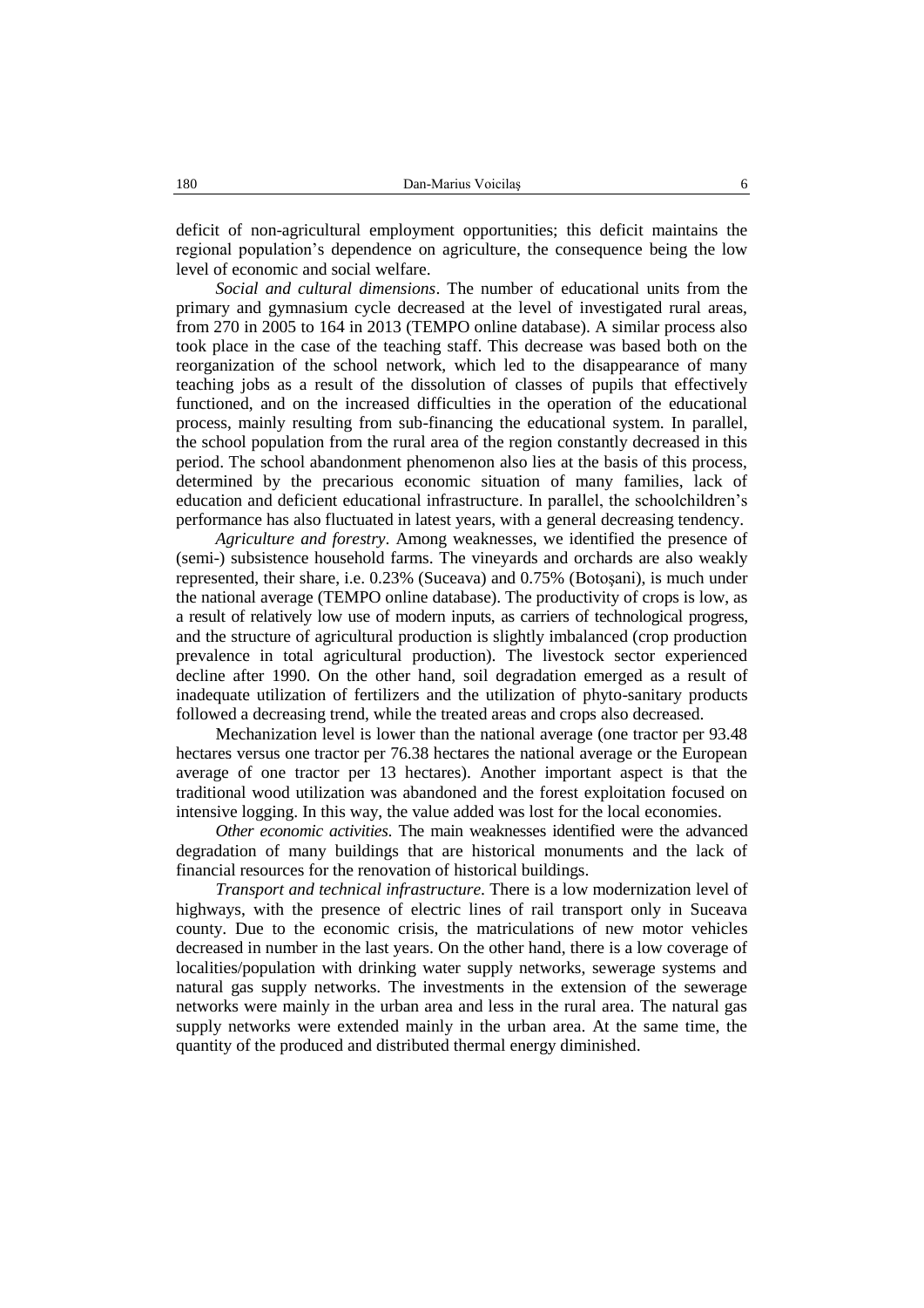deficit of non-agricultural employment opportunities; this deficit maintains the regional population's dependence on agriculture, the consequence being the low level of economic and social welfare.

*Social and cultural dimensions*. The number of educational units from the primary and gymnasium cycle decreased at the level of investigated rural areas, from 270 in 2005 to 164 in 2013 (TEMPO online database). A similar process also took place in the case of the teaching staff. This decrease was based both on the reorganization of the school network, which led to the disappearance of many teaching jobs as a result of the dissolution of classes of pupils that effectively functioned, and on the increased difficulties in the operation of the educational process, mainly resulting from sub-financing the educational system. In parallel, the school population from the rural area of the region constantly decreased in this period. The school abandonment phenomenon also lies at the basis of this process, determined by the precarious economic situation of many families, lack of education and deficient educational infrastructure. In parallel, the schoolchildren's performance has also fluctuated in latest years, with a general decreasing tendency.

*Agriculture and forestry*. Among weaknesses, we identified the presence of (semi-) subsistence household farms. The vineyards and orchards are also weakly represented, their share, i.e. 0.23% (Suceava) and 0.75% (Botoşani), is much under the national average (TEMPO online database). The productivity of crops is low, as a result of relatively low use of modern inputs, as carriers of technological progress, and the structure of agricultural production is slightly imbalanced (crop production prevalence in total agricultural production). The livestock sector experienced decline after 1990. On the other hand, soil degradation emerged as a result of inadequate utilization of fertilizers and the utilization of phyto-sanitary products followed a decreasing trend, while the treated areas and crops also decreased.

Mechanization level is lower than the national average (one tractor per 93.48 hectares versus one tractor per 76.38 hectares the national average or the European average of one tractor per 13 hectares). Another important aspect is that the traditional wood utilization was abandoned and the forest exploitation focused on intensive logging. In this way, the value added was lost for the local economies.

*Other economic activities*. The main weaknesses identified were the advanced degradation of many buildings that are historical monuments and the lack of financial resources for the renovation of historical buildings.

*Transport and technical infrastructure*. There is a low modernization level of highways, with the presence of electric lines of rail transport only in Suceava county. Due to the economic crisis, the matriculations of new motor vehicles decreased in number in the last years. On the other hand, there is a low coverage of localities/population with drinking water supply networks, sewerage systems and natural gas supply networks. The investments in the extension of the sewerage networks were mainly in the urban area and less in the rural area. The natural gas supply networks were extended mainly in the urban area. At the same time, the quantity of the produced and distributed thermal energy diminished.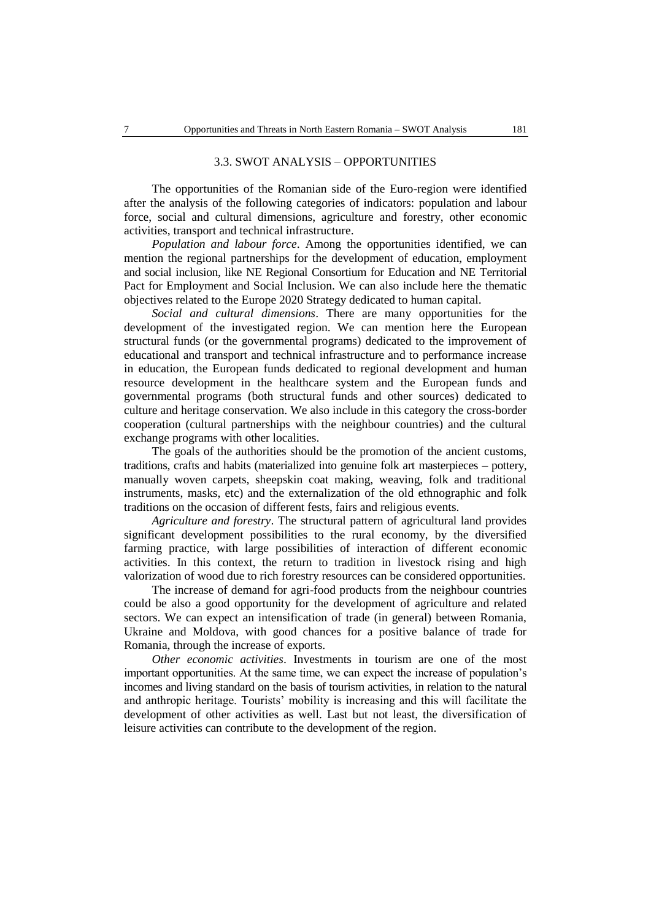### 3.3. SWOT ANALYSIS – OPPORTUNITIES

The opportunities of the Romanian side of the Euro-region were identified after the analysis of the following categories of indicators: population and labour force, social and cultural dimensions, agriculture and forestry, other economic activities, transport and technical infrastructure.

*Population and labour force*. Among the opportunities identified, we can mention the regional partnerships for the development of education, employment and social inclusion, like NE Regional Consortium for Education and NE Territorial Pact for Employment and Social Inclusion. We can also include here the thematic objectives related to the Europe 2020 Strategy dedicated to human capital.

*Social and cultural dimensions*. There are many opportunities for the development of the investigated region. We can mention here the European structural funds (or the governmental programs) dedicated to the improvement of educational and transport and technical infrastructure and to performance increase in education, the European funds dedicated to regional development and human resource development in the healthcare system and the European funds and governmental programs (both structural funds and other sources) dedicated to culture and heritage conservation. We also include in this category the cross-border cooperation (cultural partnerships with the neighbour countries) and the cultural exchange programs with other localities.

The goals of the authorities should be the promotion of the ancient customs, traditions, crafts and habits (materialized into genuine folk art masterpieces – pottery, manually woven carpets, sheepskin coat making, weaving, folk and traditional instruments, masks, etc) and the externalization of the old ethnographic and folk traditions on the occasion of different fests, fairs and religious events.

*Agriculture and forestry*. The structural pattern of agricultural land provides significant development possibilities to the rural economy, by the diversified farming practice, with large possibilities of interaction of different economic activities. In this context, the return to tradition in livestock rising and high valorization of wood due to rich forestry resources can be considered opportunities.

The increase of demand for agri-food products from the neighbour countries could be also a good opportunity for the development of agriculture and related sectors. We can expect an intensification of trade (in general) between Romania, Ukraine and Moldova, with good chances for a positive balance of trade for Romania, through the increase of exports.

*Other economic activities*. Investments in tourism are one of the most important opportunities. At the same time, we can expect the increase of population's incomes and living standard on the basis of tourism activities, in relation to the natural and anthropic heritage. Tourists' mobility is increasing and this will facilitate the development of other activities as well. Last but not least, the diversification of leisure activities can contribute to the development of the region.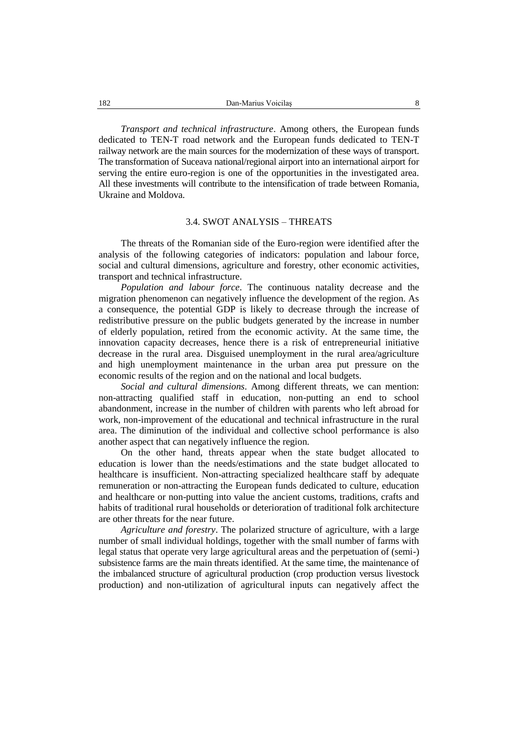*Transport and technical infrastructure*. Among others, the European funds dedicated to TEN-T road network and the European funds dedicated to TEN-T railway network are the main sources for the modernization of these ways of transport. The transformation of Suceava national/regional airport into an international airport for serving the entire euro-region is one of the opportunities in the investigated area. All these investments will contribute to the intensification of trade between Romania, Ukraine and Moldova.

### 3.4. SWOT ANALYSIS – THREATS

The threats of the Romanian side of the Euro-region were identified after the analysis of the following categories of indicators: population and labour force, social and cultural dimensions, agriculture and forestry, other economic activities, transport and technical infrastructure.

*Population and labour force*. The continuous natality decrease and the migration phenomenon can negatively influence the development of the region. As a consequence, the potential GDP is likely to decrease through the increase of redistributive pressure on the public budgets generated by the increase in number of elderly population, retired from the economic activity. At the same time, the innovation capacity decreases, hence there is a risk of entrepreneurial initiative decrease in the rural area. Disguised unemployment in the rural area/agriculture and high unemployment maintenance in the urban area put pressure on the economic results of the region and on the national and local budgets.

*Social and cultural dimensions*. Among different threats, we can mention: non-attracting qualified staff in education, non-putting an end to school abandonment, increase in the number of children with parents who left abroad for work, non-improvement of the educational and technical infrastructure in the rural area. The diminution of the individual and collective school performance is also another aspect that can negatively influence the region.

On the other hand, threats appear when the state budget allocated to education is lower than the needs/estimations and the state budget allocated to healthcare is insufficient. Non-attracting specialized healthcare staff by adequate remuneration or non-attracting the European funds dedicated to culture, education and healthcare or non-putting into value the ancient customs, traditions, crafts and habits of traditional rural households or deterioration of traditional folk architecture are other threats for the near future.

*Agriculture and forestry*. The polarized structure of agriculture, with a large number of small individual holdings, together with the small number of farms with legal status that operate very large agricultural areas and the perpetuation of (semi-) subsistence farms are the main threats identified. At the same time, the maintenance of the imbalanced structure of agricultural production (crop production versus livestock production) and non-utilization of agricultural inputs can negatively affect the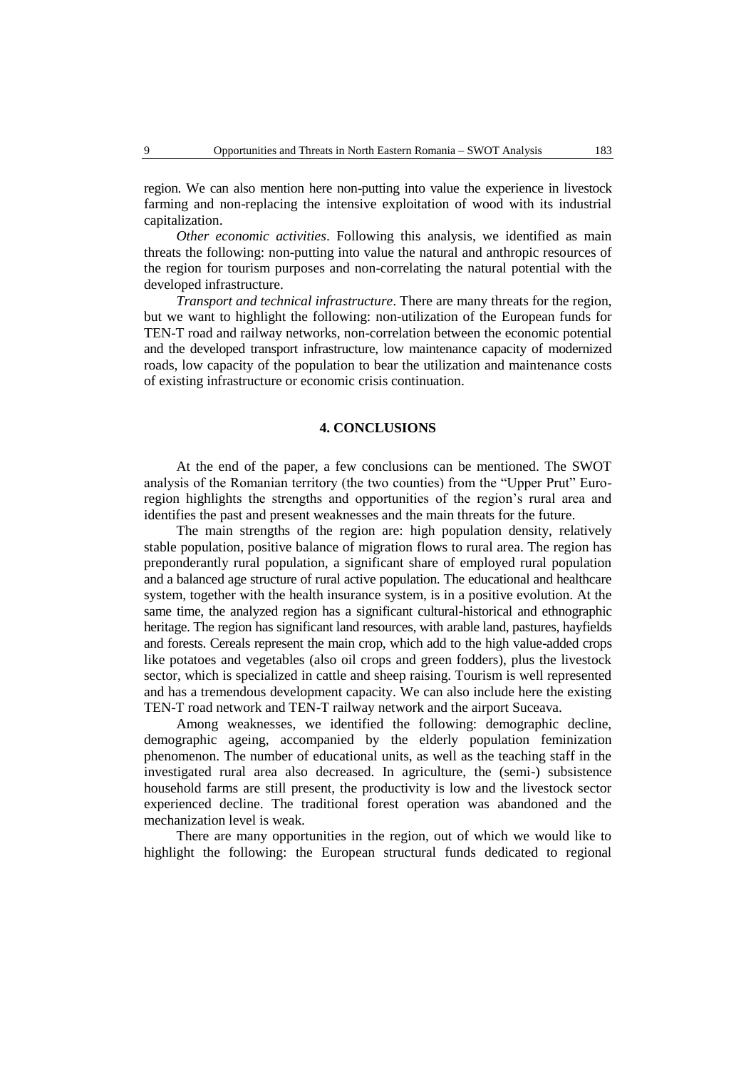region. We can also mention here non-putting into value the experience in livestock farming and non-replacing the intensive exploitation of wood with its industrial capitalization.

*Other economic activities*. Following this analysis, we identified as main threats the following: non-putting into value the natural and anthropic resources of the region for tourism purposes and non-correlating the natural potential with the developed infrastructure.

*Transport and technical infrastructure*. There are many threats for the region, but we want to highlight the following: non-utilization of the European funds for TEN-T road and railway networks, non-correlation between the economic potential and the developed transport infrastructure, low maintenance capacity of modernized roads, low capacity of the population to bear the utilization and maintenance costs of existing infrastructure or economic crisis continuation.

## 4. CONCLUSIONS

At the end of the paper, a few conclusions can be mentioned. The SWOT analysis of the Romanian territory (the two counties) from the "Upper Prut" Euro-region highlights the strengths and opportunities of the region's rural area and identifies the past and present weaknesses and the main threats for the future.

The main strengths of the region are: high population density, relatively stable population, positive balance of migration flows to rural area. The region has preponderantly rural population, a significant share of employed rural population and a balanced age structure of rural active population. The educational and healthcare system, together with the health insurance system, is in a positive evolution. At the same time, the analyzed region has a significant cultural-historical and ethnographic heritage. The region has significant land resources, with arable land, pastures, hayfields and forests. Cereals represent the main crop, which add to the high value-added crops like potatoes and vegetables (also oil crops and green fodders), plus the livestock sector, which is specialized in cattle and sheep raising. Tourism is well represented and has a tremendous development capacity. We can also include here the existing TEN-T road network and TEN-T railway network and the airport Suceava.

Among weaknesses, we identified the following: demographic decline, demographic ageing, accompanied by the elderly population feminization phenomenon. The number of educational units, as well as the teaching staff in the investigated rural area also decreased. In agriculture, the (semi-) subsistence household farms are still present, the productivity is low and the livestock sector experienced decline. The traditional forest operation was abandoned and the mechanization level is weak.

There are many opportunities in the region, out of which we would like to highlight the following: the European structural funds dedicated to regional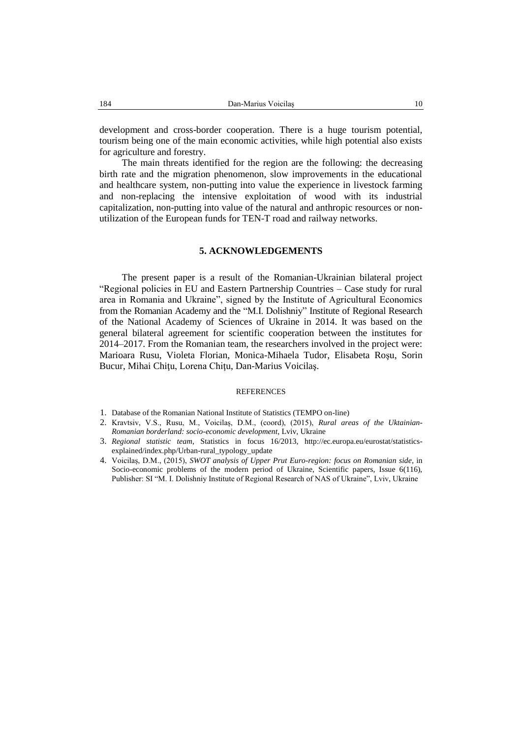development and cross-border cooperation. There is a huge tourism potential, tourism being one of the main economic activities, while high potential also exists for agriculture and forestry.

The main threats identified for the region are the following: the decreasing birth rate and the migration phenomenon, slow improvements in the educational and healthcare system, non-putting into value the experience in livestock farming and non-replacing the intensive exploitation of wood with its industrial capitalization, non-putting into value of the natural and anthropic resources or non-utilization of the European funds for TEN-T road and railway networks.

## 5. ACKNOWLEDGEMENTS

The present paper is a result of the Romanian-Ukrainian bilateral project "Regional policies in EU and Eastern Partnership Countries – Case study for rural area in Romania and Ukraine", signed by the Institute of Agricultural Economics from the Romanian Academy and the "M.I. Dolishniy" Institute of Regional Research of the National Academy of Sciences of Ukraine in 2014. It was based on the general bilateral agreement for scientific cooperation between the institutes for 2014–2017. From the Romanian team, the researchers involved in the project were: Marioara Rusu, Violeta Florian, Monica-Mihaela Tudor, Elisabeta Roşu, Sorin Bucur, Mihai Chiţu, Lorena Chiţu, Dan-Marius Voicilaş.

### REFERENCES

1. Database of the Romanian National Institute of Statistics (TEMPO on-line)
2. Kravtsiv, V.S., Rusu, M., Voicilaș, D.M., (coord), (2015), *Rural areas of the Uktainian-Romanian borderland: socio-economic development*, Lviv, Ukraine
3. *Regional statistic team*, Statistics in focus 16/2013, http://ec.europa.eu/eurostat/statistics-explained/index.php/Urban-rural_typology_update
4. Voicilaş, D.M., (2015), *SWOT analysis of Upper Prut Euro-region: focus on Romanian side*, in Socio-economic problems of the modern period of Ukraine, Scientific papers, Issue 6(116), Publisher: SI "M. I. Dolishniy Institute of Regional Research of NAS of Ukraine", Lviv, Ukraine